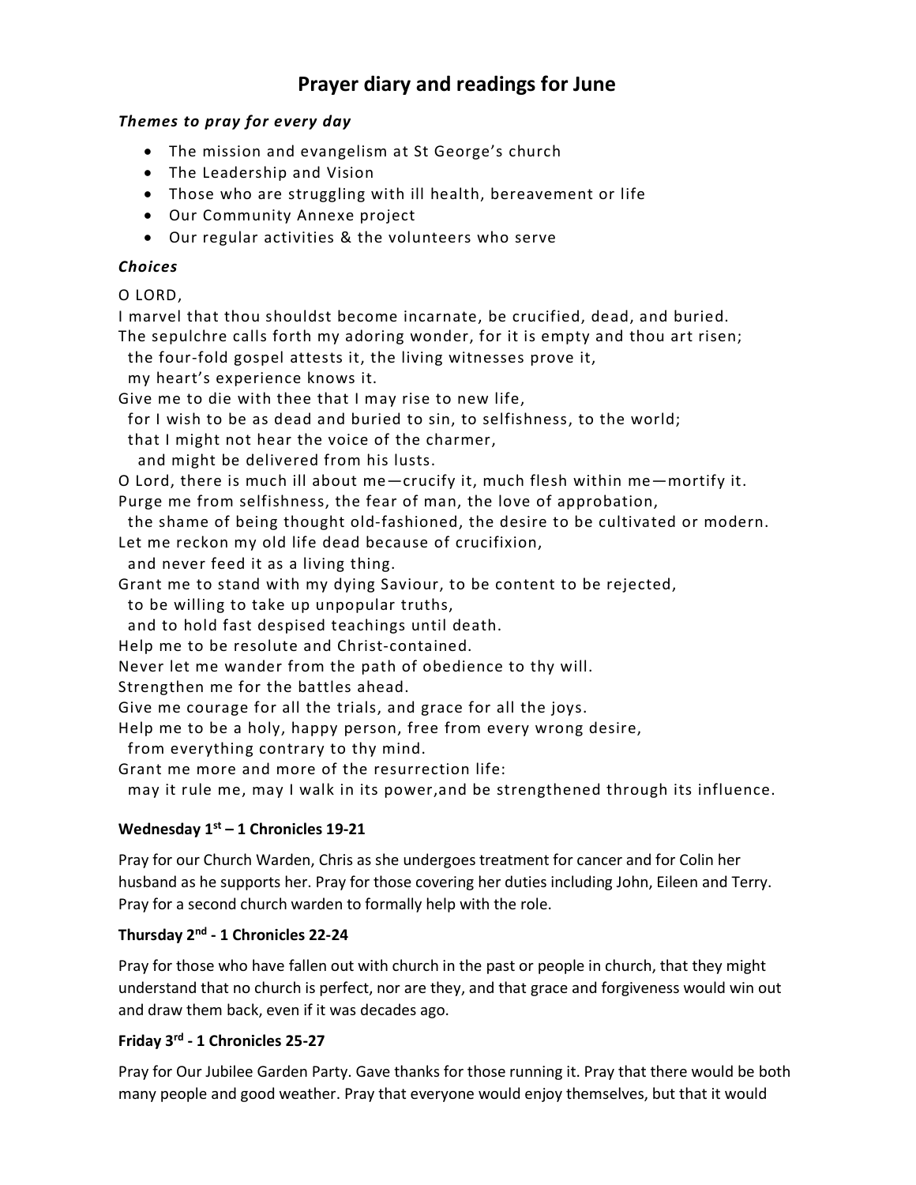# Prayer diary and readings for June

### *Themes to pray for every day*

- The mission and evangelism at St George's church
- The Leadership and Vision
- Those who are struggling with ill health, bereavement or life
- Our Community Annexe project
- Our regular activities & the volunteers who serve

### *Choices*

O LORD,
I marvel that thou shouldst become incarnate, be crucified, dead, and buried.
The sepulchre calls forth my adoring wonder, for it is empty and thou art risen;
  the four-fold gospel attests it, the living witnesses prove it,
  my heart's experience knows it.
Give me to die with thee that I may rise to new life,
  for I wish to be as dead and buried to sin, to selfishness, to the world;
  that I might not hear the voice of the charmer,
    and might be delivered from his lusts.
O Lord, there is much ill about me—crucify it, much flesh within me—mortify it.
Purge me from selfishness, the fear of man, the love of approbation,
  the shame of being thought old-fashioned, the desire to be cultivated or modern.
Let me reckon my old life dead because of crucifixion,
  and never feed it as a living thing.
Grant me to stand with my dying Saviour, to be content to be rejected,
  to be willing to take up unpopular truths,
  and to hold fast despised teachings until death.
Help me to be resolute and Christ-contained.
Never let me wander from the path of obedience to thy will.
Strengthen me for the battles ahead.
Give me courage for all the trials, and grace for all the joys.
Help me to be a holy, happy person, free from every wrong desire,
  from everything contrary to thy mind.
Grant me more and more of the resurrection life:
  may it rule me, may I walk in its power,and be strengthened through its influence.

### Wednesday 1st – 1 Chronicles 19-21

Pray for our Church Warden, Chris as she undergoes treatment for cancer and for Colin her husband as he supports her. Pray for those covering her duties including John, Eileen and Terry. Pray for a second church warden to formally help with the role.

### Thursday 2nd - 1 Chronicles 22-24

Pray for those who have fallen out with church in the past or people in church, that they might understand that no church is perfect, nor are they, and that grace and forgiveness would win out and draw them back, even if it was decades ago.

### Friday 3rd - 1 Chronicles 25-27

Pray for Our Jubilee Garden Party. Gave thanks for those running it. Pray that there would be both many people and good weather. Pray that everyone would enjoy themselves, but that it would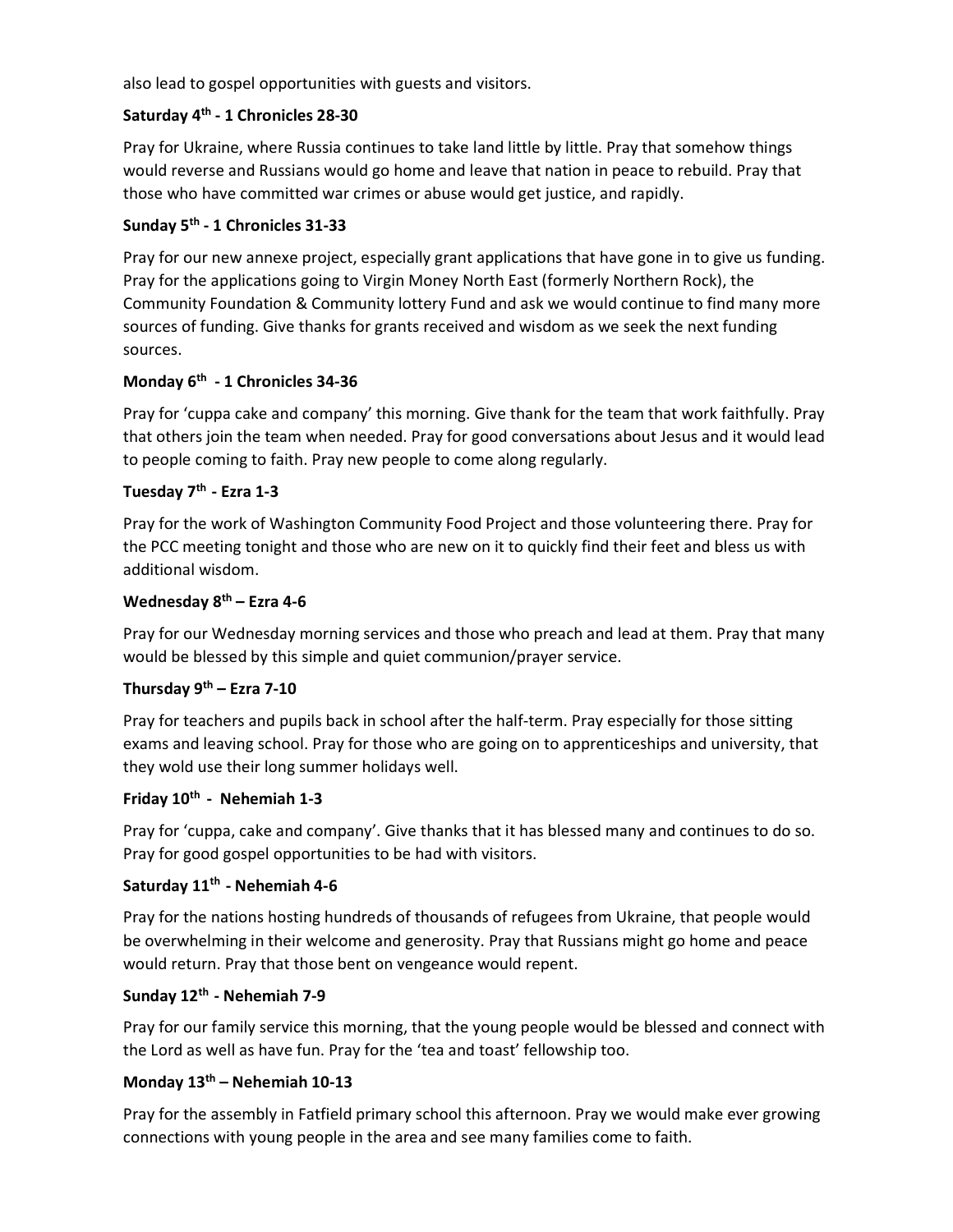also lead to gospel opportunities with guests and visitors.

**Saturday 4th - 1 Chronicles 28-30**

Pray for Ukraine, where Russia continues to take land little by little. Pray that somehow things would reverse and Russians would go home and leave that nation in peace to rebuild. Pray that those who have committed war crimes or abuse would get justice, and rapidly.

**Sunday 5th - 1 Chronicles 31-33**

Pray for our new annexe project, especially grant applications that have gone in to give us funding. Pray for the applications going to Virgin Money North East (formerly Northern Rock), the Community Foundation & Community lottery Fund and ask we would continue to find many more sources of funding. Give thanks for grants received and wisdom as we seek the next funding sources.

**Monday 6th - 1 Chronicles 34-36**

Pray for 'cuppa cake and company' this morning. Give thank for the team that work faithfully. Pray that others join the team when needed. Pray for good conversations about Jesus and it would lead to people coming to faith. Pray new people to come along regularly.

**Tuesday 7th - Ezra 1-3**

Pray for the work of Washington Community Food Project and those volunteering there. Pray for the PCC meeting tonight and those who are new on it to quickly find their feet and bless us with additional wisdom.

**Wednesday 8th – Ezra 4-6**

Pray for our Wednesday morning services and those who preach and lead at them. Pray that many would be blessed by this simple and quiet communion/prayer service.

**Thursday 9th – Ezra 7-10**

Pray for teachers and pupils back in school after the half-term. Pray especially for those sitting exams and leaving school. Pray for those who are going on to apprenticeships and university, that they wold use their long summer holidays well.

**Friday 10th - Nehemiah 1-3**

Pray for 'cuppa, cake and company'. Give thanks that it has blessed many and continues to do so. Pray for good gospel opportunities to be had with visitors.

**Saturday 11th - Nehemiah 4-6**

Pray for the nations hosting hundreds of thousands of refugees from Ukraine, that people would be overwhelming in their welcome and generosity. Pray that Russians might go home and peace would return. Pray that those bent on vengeance would repent.

**Sunday 12th - Nehemiah 7-9**

Pray for our family service this morning, that the young people would be blessed and connect with the Lord as well as have fun. Pray for the 'tea and toast' fellowship too.

**Monday 13th – Nehemiah 10-13**

Pray for the assembly in Fatfield primary school this afternoon. Pray we would make ever growing connections with young people in the area and see many families come to faith.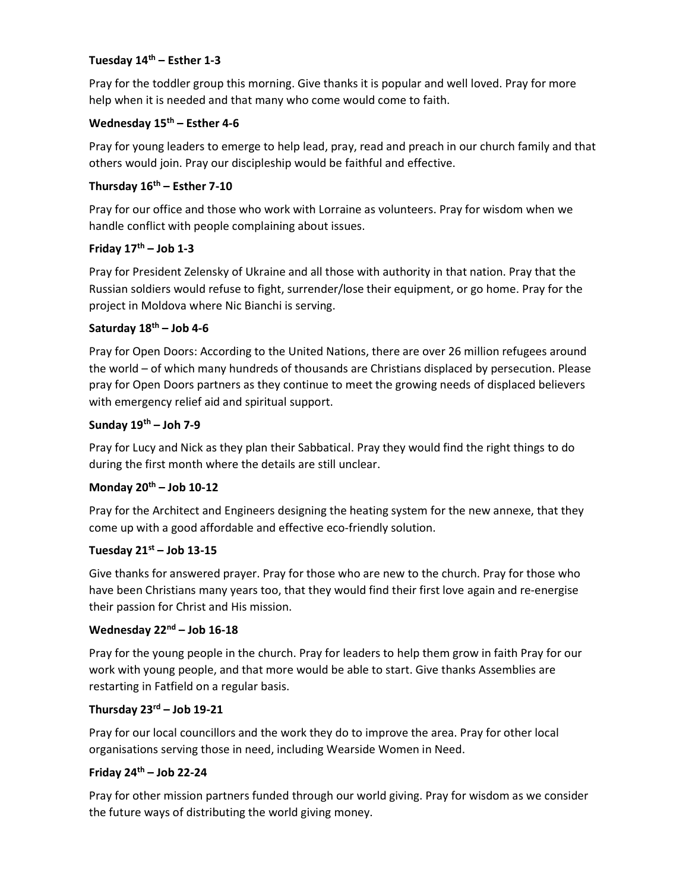**Tuesday 14th – Esther 1-3**

Pray for the toddler group this morning. Give thanks it is popular and well loved. Pray for more help when it is needed and that many who come would come to faith.

**Wednesday 15th – Esther 4-6**

Pray for young leaders to emerge to help lead, pray, read and preach in our church family and that others would join. Pray our discipleship would be faithful and effective.

**Thursday 16th – Esther 7-10**

Pray for our office and those who work with Lorraine as volunteers. Pray for wisdom when we handle conflict with people complaining about issues.

**Friday 17th – Job 1-3**

Pray for President Zelensky of Ukraine and all those with authority in that nation. Pray that the Russian soldiers would refuse to fight, surrender/lose their equipment, or go home. Pray for the project in Moldova where Nic Bianchi is serving.

**Saturday 18th – Job 4-6**

Pray for Open Doors: According to the United Nations, there are over 26 million refugees around the world – of which many hundreds of thousands are Christians displaced by persecution. Please pray for Open Doors partners as they continue to meet the growing needs of displaced believers with emergency relief aid and spiritual support.

**Sunday 19th – Joh 7-9**

Pray for Lucy and Nick as they plan their Sabbatical. Pray they would find the right things to do during the first month where the details are still unclear.

**Monday 20th – Job 10-12**

Pray for the Architect and Engineers designing the heating system for the new annexe, that they come up with a good affordable and effective eco-friendly solution.

**Tuesday 21st – Job 13-15**

Give thanks for answered prayer. Pray for those who are new to the church. Pray for those who have been Christians many years too, that they would find their first love again and re-energise their passion for Christ and His mission.

**Wednesday 22nd – Job 16-18**

Pray for the young people in the church. Pray for leaders to help them grow in faith Pray for our work with young people, and that more would be able to start. Give thanks Assemblies are restarting in Fatfield on a regular basis.

**Thursday 23rd – Job 19-21**

Pray for our local councillors and the work they do to improve the area. Pray for other local organisations serving those in need, including Wearside Women in Need.

**Friday 24th – Job 22-24**

Pray for other mission partners funded through our world giving. Pray for wisdom as we consider the future ways of distributing the world giving money.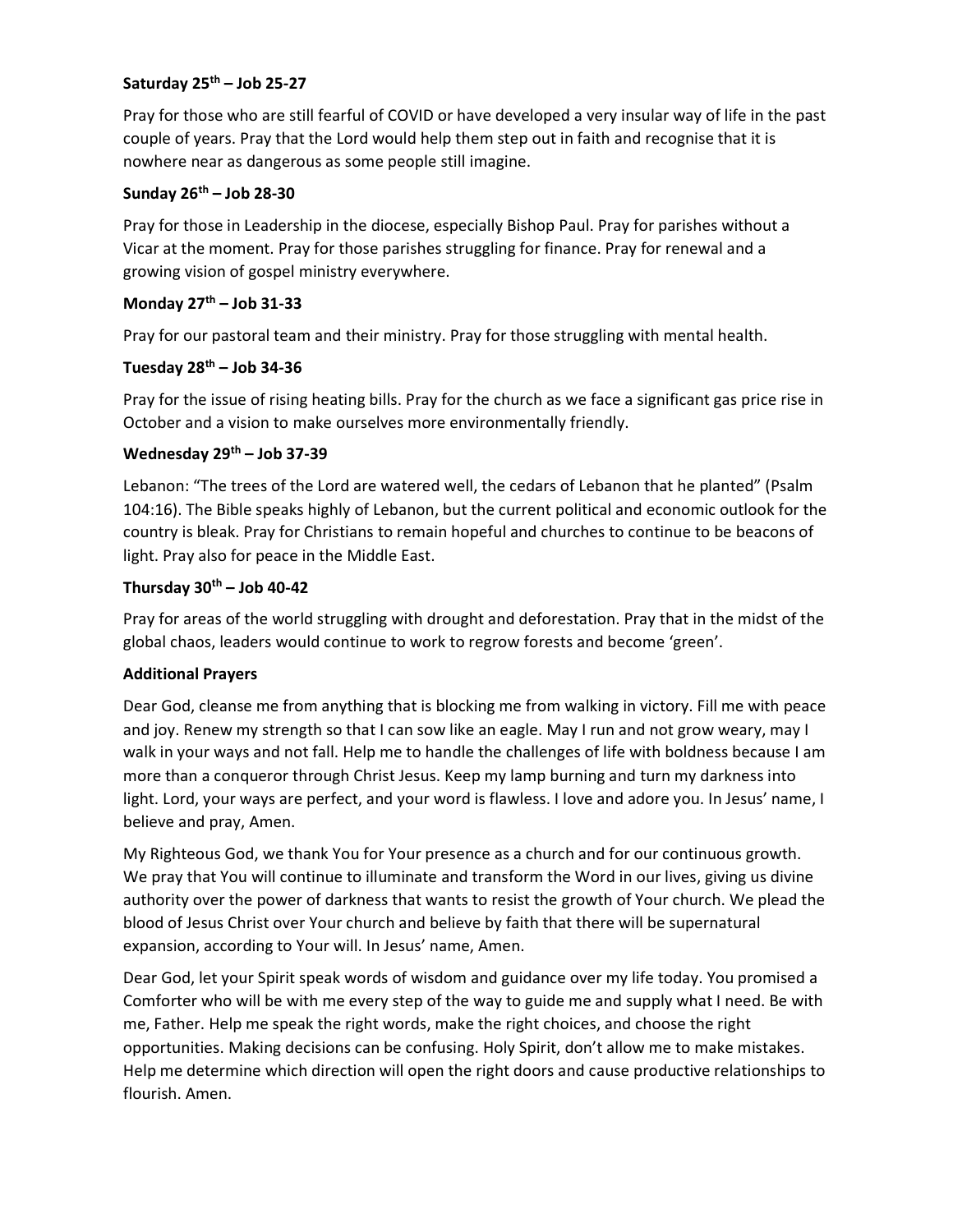**Saturday 25th – Job 25-27**

Pray for those who are still fearful of COVID or have developed a very insular way of life in the past couple of years. Pray that the Lord would help them step out in faith and recognise that it is nowhere near as dangerous as some people still imagine.

**Sunday 26th – Job 28-30**

Pray for those in Leadership in the diocese, especially Bishop Paul. Pray for parishes without a Vicar at the moment. Pray for those parishes struggling for finance. Pray for renewal and a growing vision of gospel ministry everywhere.

**Monday 27th – Job 31-33**

Pray for our pastoral team and their ministry. Pray for those struggling with mental health.

**Tuesday 28th – Job 34-36**

Pray for the issue of rising heating bills. Pray for the church as we face a significant gas price rise in October and a vision to make ourselves more environmentally friendly.

**Wednesday 29th – Job 37-39**

Lebanon: "The trees of the Lord are watered well, the cedars of Lebanon that he planted" (Psalm 104:16). The Bible speaks highly of Lebanon, but the current political and economic outlook for the country is bleak. Pray for Christians to remain hopeful and churches to continue to be beacons of light. Pray also for peace in the Middle East.

**Thursday 30th – Job 40-42**

Pray for areas of the world struggling with drought and deforestation. Pray that in the midst of the global chaos, leaders would continue to work to regrow forests and become 'green'.

**Additional Prayers**

Dear God, cleanse me from anything that is blocking me from walking in victory. Fill me with peace and joy. Renew my strength so that I can sow like an eagle. May I run and not grow weary, may I walk in your ways and not fall. Help me to handle the challenges of life with boldness because I am more than a conqueror through Christ Jesus. Keep my lamp burning and turn my darkness into light. Lord, your ways are perfect, and your word is flawless. I love and adore you. In Jesus' name, I believe and pray, Amen.

My Righteous God, we thank You for Your presence as a church and for our continuous growth. We pray that You will continue to illuminate and transform the Word in our lives, giving us divine authority over the power of darkness that wants to resist the growth of Your church. We plead the blood of Jesus Christ over Your church and believe by faith that there will be supernatural expansion, according to Your will. In Jesus' name, Amen.

Dear God, let your Spirit speak words of wisdom and guidance over my life today. You promised a Comforter who will be with me every step of the way to guide me and supply what I need. Be with me, Father. Help me speak the right words, make the right choices, and choose the right opportunities. Making decisions can be confusing. Holy Spirit, don't allow me to make mistakes. Help me determine which direction will open the right doors and cause productive relationships to flourish. Amen.